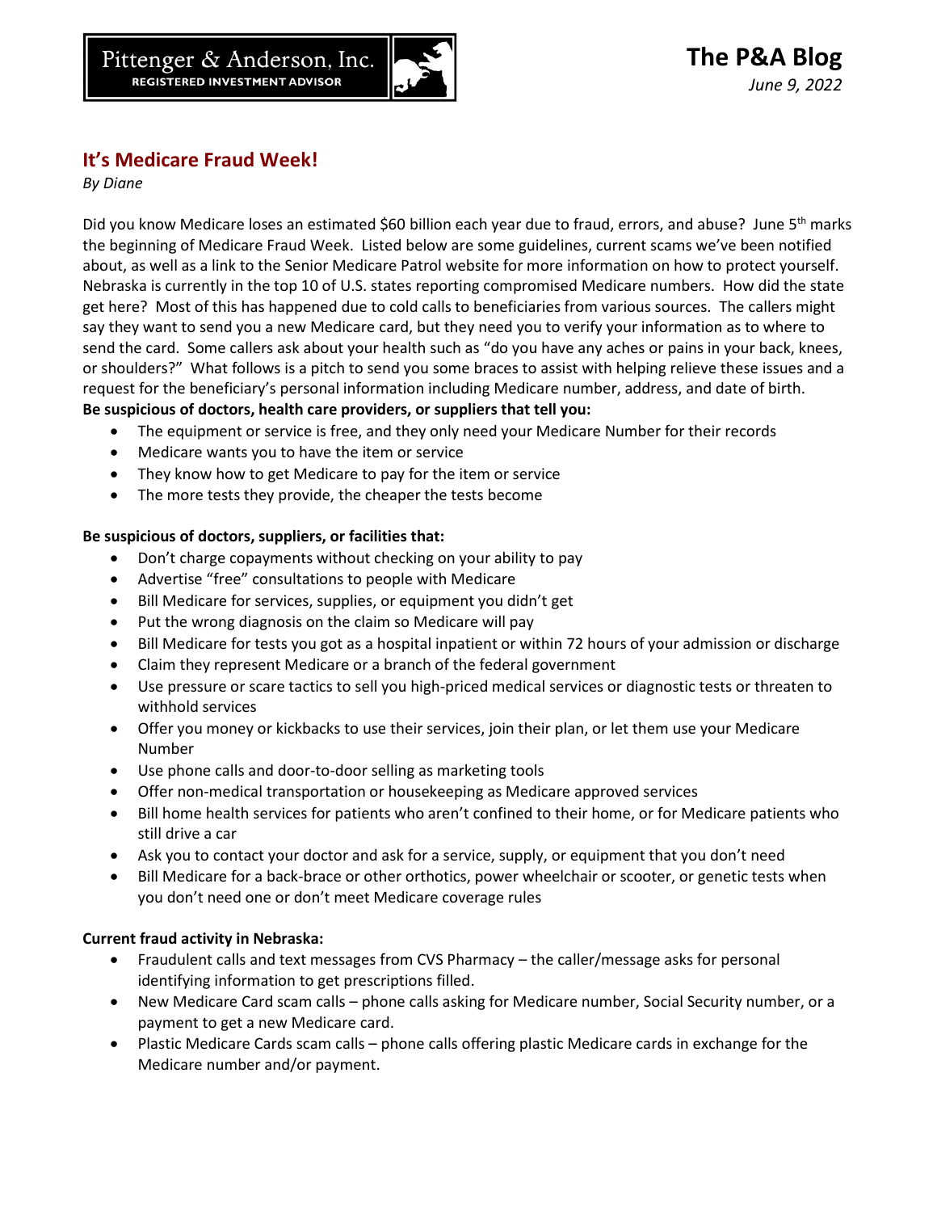Pittenger & Anderson, Inc.
REGISTERED INVESTMENT ADVISOR

# The P&A Blog

*June 9, 2022*

## It's Medicare Fraud Week!

*By Diane*

Did you know Medicare loses an estimated $60 billion each year due to fraud, errors, and abuse? June 5th marks the beginning of Medicare Fraud Week. Listed below are some guidelines, current scams we've been notified about, as well as a link to the Senior Medicare Patrol website for more information on how to protect yourself. Nebraska is currently in the top 10 of U.S. states reporting compromised Medicare numbers. How did the state get here? Most of this has happened due to cold calls to beneficiaries from various sources. The callers might say they want to send you a new Medicare card, but they need you to verify your information as to where to send the card. Some callers ask about your health such as "do you have any aches or pains in your back, knees, or shoulders?" What follows is a pitch to send you some braces to assist with helping relieve these issues and a request for the beneficiary's personal information including Medicare number, address, and date of birth.

**Be suspicious of doctors, health care providers, or suppliers that tell you:**

- The equipment or service is free, and they only need your Medicare Number for their records
- Medicare wants you to have the item or service
- They know how to get Medicare to pay for the item or service
- The more tests they provide, the cheaper the tests become

**Be suspicious of doctors, suppliers, or facilities that:**

- Don't charge copayments without checking on your ability to pay
- Advertise "free" consultations to people with Medicare
- Bill Medicare for services, supplies, or equipment you didn't get
- Put the wrong diagnosis on the claim so Medicare will pay
- Bill Medicare for tests you got as a hospital inpatient or within 72 hours of your admission or discharge
- Claim they represent Medicare or a branch of the federal government
- Use pressure or scare tactics to sell you high-priced medical services or diagnostic tests or threaten to withhold services
- Offer you money or kickbacks to use their services, join their plan, or let them use your Medicare Number
- Use phone calls and door-to-door selling as marketing tools
- Offer non-medical transportation or housekeeping as Medicare approved services
- Bill home health services for patients who aren't confined to their home, or for Medicare patients who still drive a car
- Ask you to contact your doctor and ask for a service, supply, or equipment that you don't need
- Bill Medicare for a back-brace or other orthotics, power wheelchair or scooter, or genetic tests when you don't need one or don't meet Medicare coverage rules

**Current fraud activity in Nebraska:**

- Fraudulent calls and text messages from CVS Pharmacy – the caller/message asks for personal identifying information to get prescriptions filled.
- New Medicare Card scam calls – phone calls asking for Medicare number, Social Security number, or a payment to get a new Medicare card.
- Plastic Medicare Cards scam calls – phone calls offering plastic Medicare cards in exchange for the Medicare number and/or payment.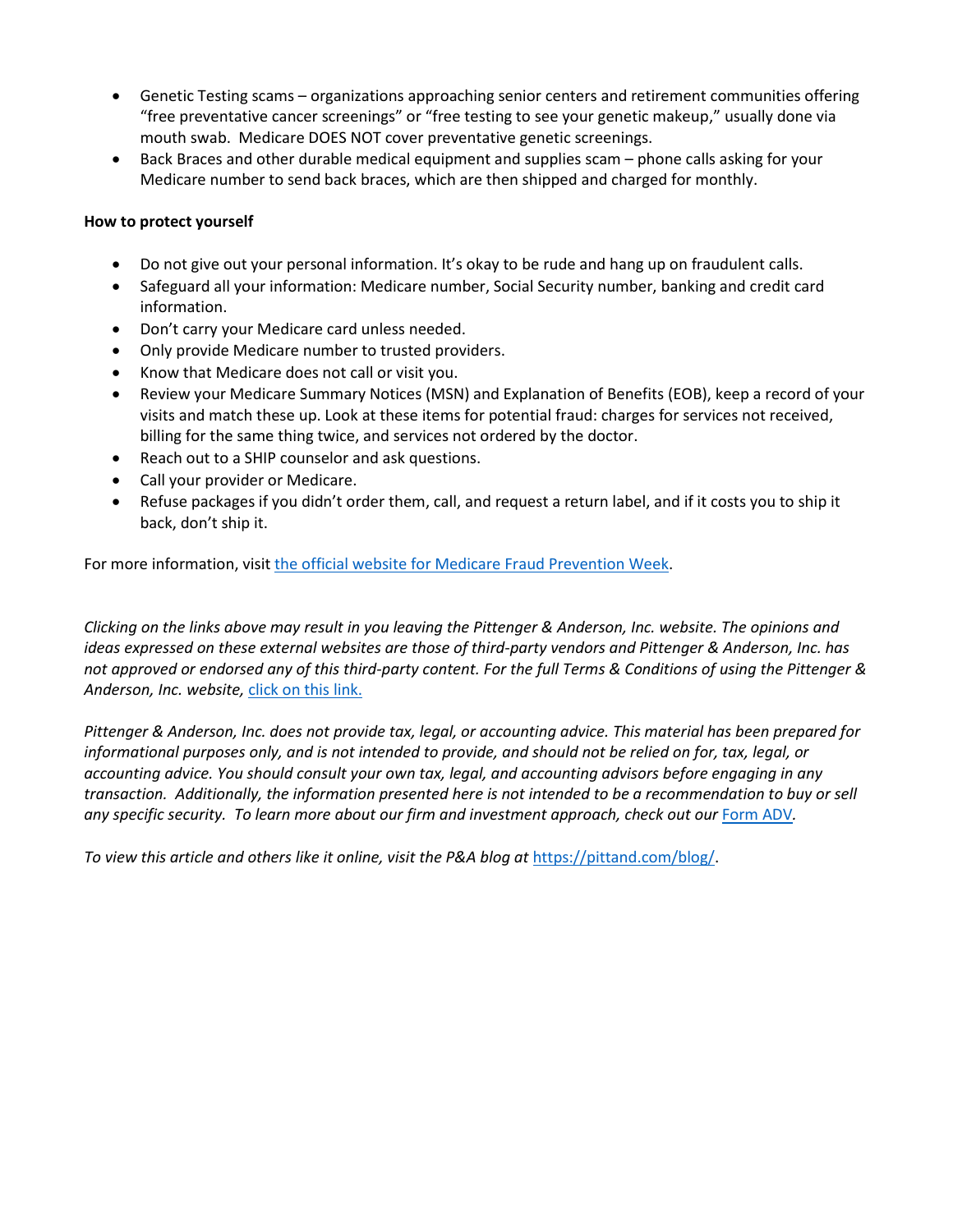- Genetic Testing scams – organizations approaching senior centers and retirement communities offering "free preventative cancer screenings" or "free testing to see your genetic makeup," usually done via mouth swab. Medicare DOES NOT cover preventative genetic screenings.
- Back Braces and other durable medical equipment and supplies scam – phone calls asking for your Medicare number to send back braces, which are then shipped and charged for monthly.

**How to protect yourself**

- Do not give out your personal information. It's okay to be rude and hang up on fraudulent calls.
- Safeguard all your information: Medicare number, Social Security number, banking and credit card information.
- Don't carry your Medicare card unless needed.
- Only provide Medicare number to trusted providers.
- Know that Medicare does not call or visit you.
- Review your Medicare Summary Notices (MSN) and Explanation of Benefits (EOB), keep a record of your visits and match these up. Look at these items for potential fraud: charges for services not received, billing for the same thing twice, and services not ordered by the doctor.
- Reach out to a SHIP counselor and ask questions.
- Call your provider or Medicare.
- Refuse packages if you didn't order them, call, and request a return label, and if it costs you to ship it back, don't ship it.

For more information, visit the official website for Medicare Fraud Prevention Week.

*Clicking on the links above may result in you leaving the Pittenger & Anderson, Inc. website. The opinions and ideas expressed on these external websites are those of third-party vendors and Pittenger & Anderson, Inc. has not approved or endorsed any of this third-party content. For the full Terms & Conditions of using the Pittenger & Anderson, Inc. website, click on this link.*

*Pittenger & Anderson, Inc. does not provide tax, legal, or accounting advice. This material has been prepared for informational purposes only, and is not intended to provide, and should not be relied on for, tax, legal, or accounting advice. You should consult your own tax, legal, and accounting advisors before engaging in any transaction. Additionally, the information presented here is not intended to be a recommendation to buy or sell any specific security. To learn more about our firm and investment approach, check out our Form ADV.*

*To view this article and others like it online, visit the P&A blog at https://pittand.com/blog/.*